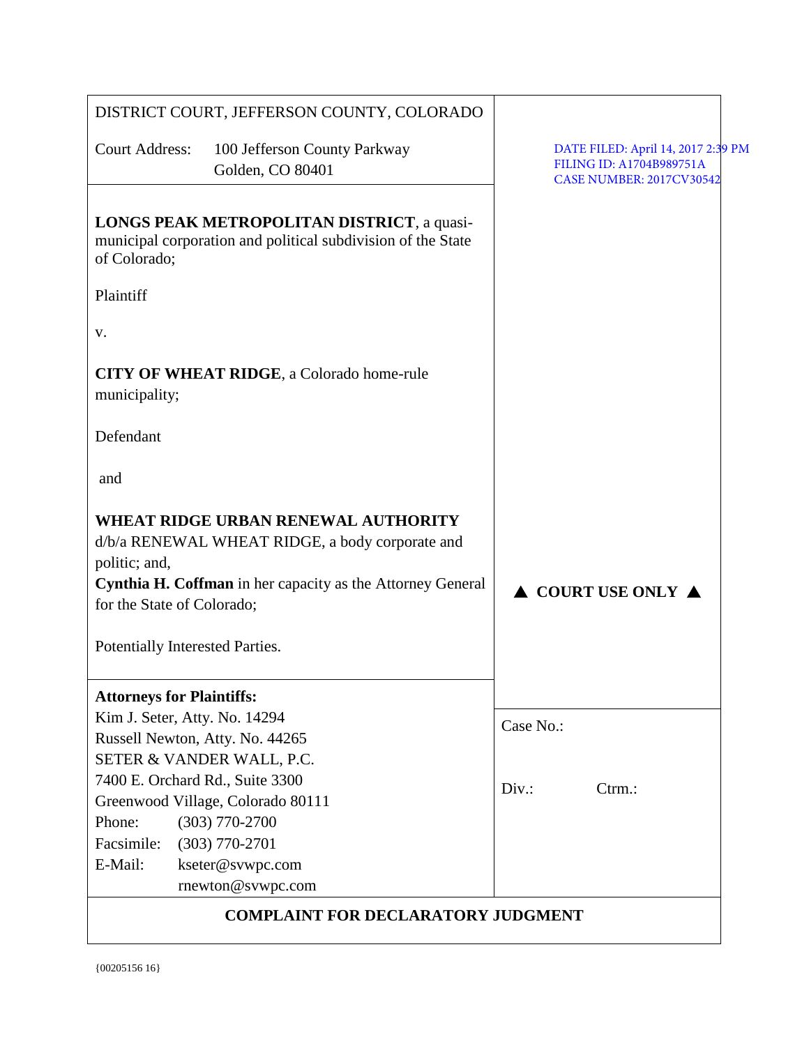DISTRICT COURT, JEFFERSON COUNTY, COLORADO

Court Address: 100 Jefferson County Parkway
Golden, CO 80401

DATE FILED: April 14, 2017 2:39 PM
FILING ID: A1704B989751A
CASE NUMBER: 2017CV30542

**LONGS PEAK METROPOLITAN DISTRICT**, a quasi-municipal corporation and political subdivision of the State of Colorado;

Plaintiff

v.

**CITY OF WHEAT RIDGE**, a Colorado home-rule municipality;

Defendant

and

**WHEAT RIDGE URBAN RENEWAL AUTHORITY** d/b/a RENEWAL WHEAT RIDGE, a body corporate and politic; and,
**Cynthia H. Coffman** in her capacity as the Attorney General for the State of Colorado;

Potentially Interested Parties.

▲ COURT USE ONLY ▲

**Attorneys for Plaintiffs:**
Kim J. Seter, Atty. No. 14294
Russell Newton, Atty. No. 44265
SETER & VANDER WALL, P.C.
7400 E. Orchard Rd., Suite 3300
Greenwood Village, Colorado 80111
Phone: (303) 770-2700
Facsimile: (303) 770-2701
E-Mail: kseter@svwpc.com
rnewton@svwpc.com

Case No.:

Div.: Ctrm.:

**COMPLAINT FOR DECLARATORY JUDGMENT**

{00205156 16}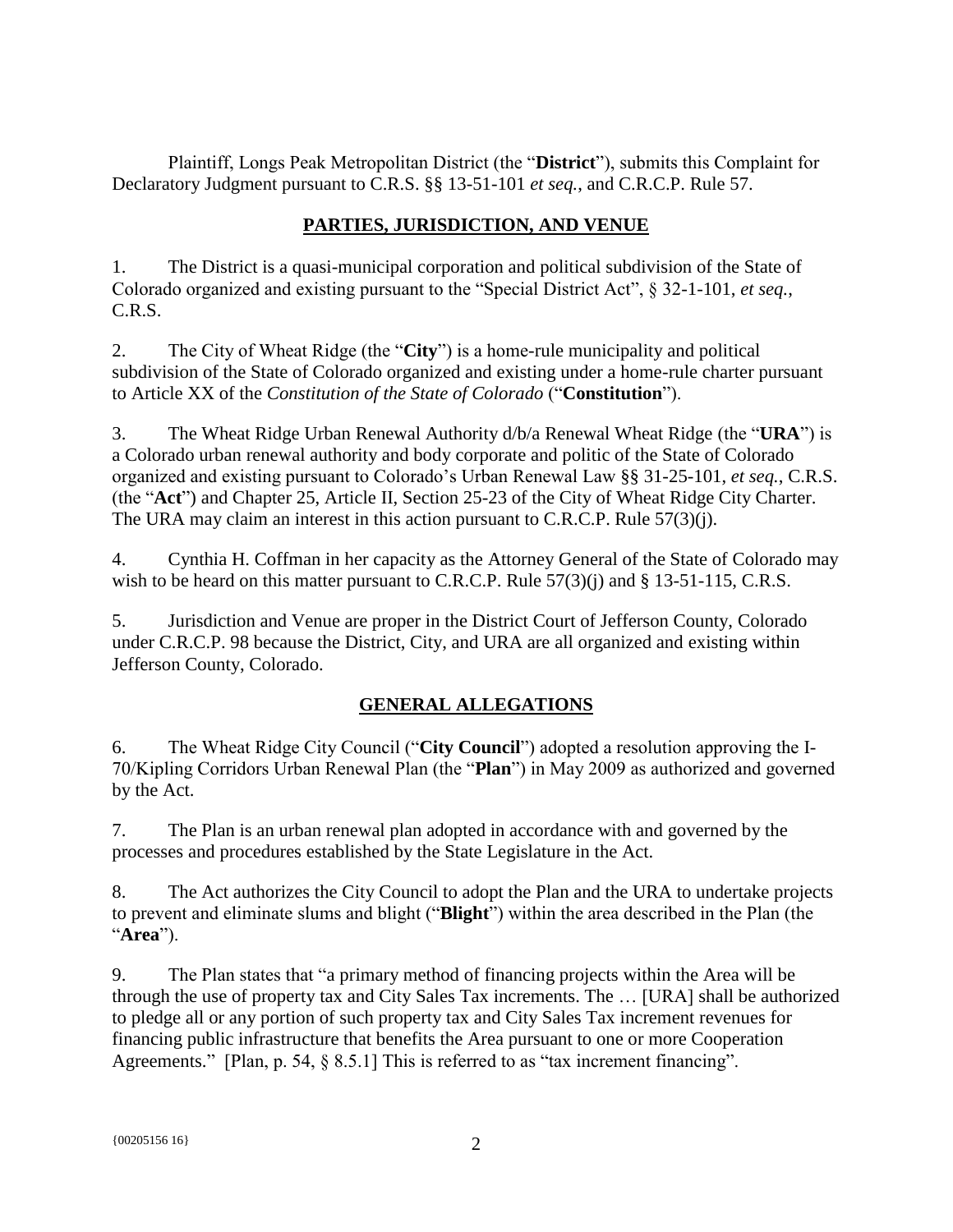Plaintiff, Longs Peak Metropolitan District (the "**District**"), submits this Complaint for Declaratory Judgment pursuant to C.R.S. §§ 13-51-101 *et seq.*, and C.R.C.P. Rule 57.

## PARTIES, JURISDICTION, AND VENUE

1. The District is a quasi-municipal corporation and political subdivision of the State of Colorado organized and existing pursuant to the "Special District Act", § 32-1-101, *et seq.*, C.R.S.

2. The City of Wheat Ridge (the "**City**") is a home-rule municipality and political subdivision of the State of Colorado organized and existing under a home-rule charter pursuant to Article XX of the *Constitution of the State of Colorado* ("**Constitution**").

3. The Wheat Ridge Urban Renewal Authority d/b/a Renewal Wheat Ridge (the "**URA**") is a Colorado urban renewal authority and body corporate and politic of the State of Colorado organized and existing pursuant to Colorado's Urban Renewal Law §§ 31-25-101, *et seq.*, C.R.S. (the "**Act**") and Chapter 25, Article II, Section 25-23 of the City of Wheat Ridge City Charter. The URA may claim an interest in this action pursuant to C.R.C.P. Rule 57(3)(j).

4. Cynthia H. Coffman in her capacity as the Attorney General of the State of Colorado may wish to be heard on this matter pursuant to C.R.C.P. Rule 57(3)(j) and § 13-51-115, C.R.S.

5. Jurisdiction and Venue are proper in the District Court of Jefferson County, Colorado under C.R.C.P. 98 because the District, City, and URA are all organized and existing within Jefferson County, Colorado.

## GENERAL ALLEGATIONS

6. The Wheat Ridge City Council ("**City Council**") adopted a resolution approving the I-70/Kipling Corridors Urban Renewal Plan (the "**Plan**") in May 2009 as authorized and governed by the Act.

7. The Plan is an urban renewal plan adopted in accordance with and governed by the processes and procedures established by the State Legislature in the Act.

8. The Act authorizes the City Council to adopt the Plan and the URA to undertake projects to prevent and eliminate slums and blight ("**Blight**") within the area described in the Plan (the "**Area**").

9. The Plan states that "a primary method of financing projects within the Area will be through the use of property tax and City Sales Tax increments. The … [URA] shall be authorized to pledge all or any portion of such property tax and City Sales Tax increment revenues for financing public infrastructure that benefits the Area pursuant to one or more Cooperation Agreements." [Plan, p. 54, § 8.5.1] This is referred to as "tax increment financing".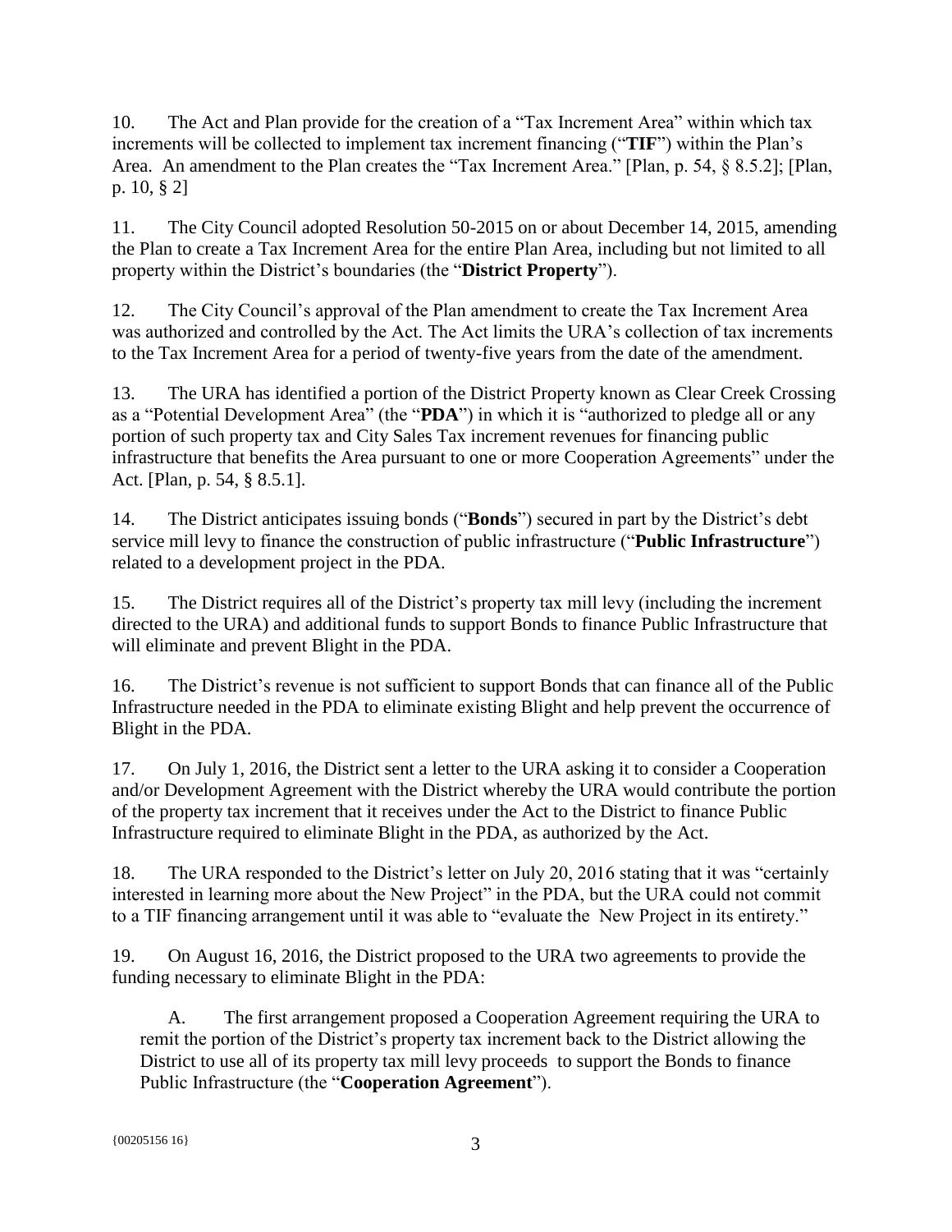10. The Act and Plan provide for the creation of a "Tax Increment Area" within which tax increments will be collected to implement tax increment financing ("**TIF**") within the Plan's Area. An amendment to the Plan creates the "Tax Increment Area." [Plan, p. 54, § 8.5.2]; [Plan, p. 10, § 2]

11. The City Council adopted Resolution 50-2015 on or about December 14, 2015, amending the Plan to create a Tax Increment Area for the entire Plan Area, including but not limited to all property within the District's boundaries (the "**District Property**").

12. The City Council's approval of the Plan amendment to create the Tax Increment Area was authorized and controlled by the Act. The Act limits the URA's collection of tax increments to the Tax Increment Area for a period of twenty-five years from the date of the amendment.

13. The URA has identified a portion of the District Property known as Clear Creek Crossing as a "Potential Development Area" (the "**PDA**") in which it is "authorized to pledge all or any portion of such property tax and City Sales Tax increment revenues for financing public infrastructure that benefits the Area pursuant to one or more Cooperation Agreements" under the Act. [Plan, p. 54, § 8.5.1].

14. The District anticipates issuing bonds ("**Bonds**") secured in part by the District's debt service mill levy to finance the construction of public infrastructure ("**Public Infrastructure**") related to a development project in the PDA.

15. The District requires all of the District's property tax mill levy (including the increment directed to the URA) and additional funds to support Bonds to finance Public Infrastructure that will eliminate and prevent Blight in the PDA.

16. The District's revenue is not sufficient to support Bonds that can finance all of the Public Infrastructure needed in the PDA to eliminate existing Blight and help prevent the occurrence of Blight in the PDA.

17. On July 1, 2016, the District sent a letter to the URA asking it to consider a Cooperation and/or Development Agreement with the District whereby the URA would contribute the portion of the property tax increment that it receives under the Act to the District to finance Public Infrastructure required to eliminate Blight in the PDA, as authorized by the Act.

18. The URA responded to the District's letter on July 20, 2016 stating that it was "certainly interested in learning more about the New Project" in the PDA, but the URA could not commit to a TIF financing arrangement until it was able to "evaluate the New Project in its entirety."

19. On August 16, 2016, the District proposed to the URA two agreements to provide the funding necessary to eliminate Blight in the PDA:

A. The first arrangement proposed a Cooperation Agreement requiring the URA to remit the portion of the District's property tax increment back to the District allowing the District to use all of its property tax mill levy proceeds to support the Bonds to finance Public Infrastructure (the "**Cooperation Agreement**").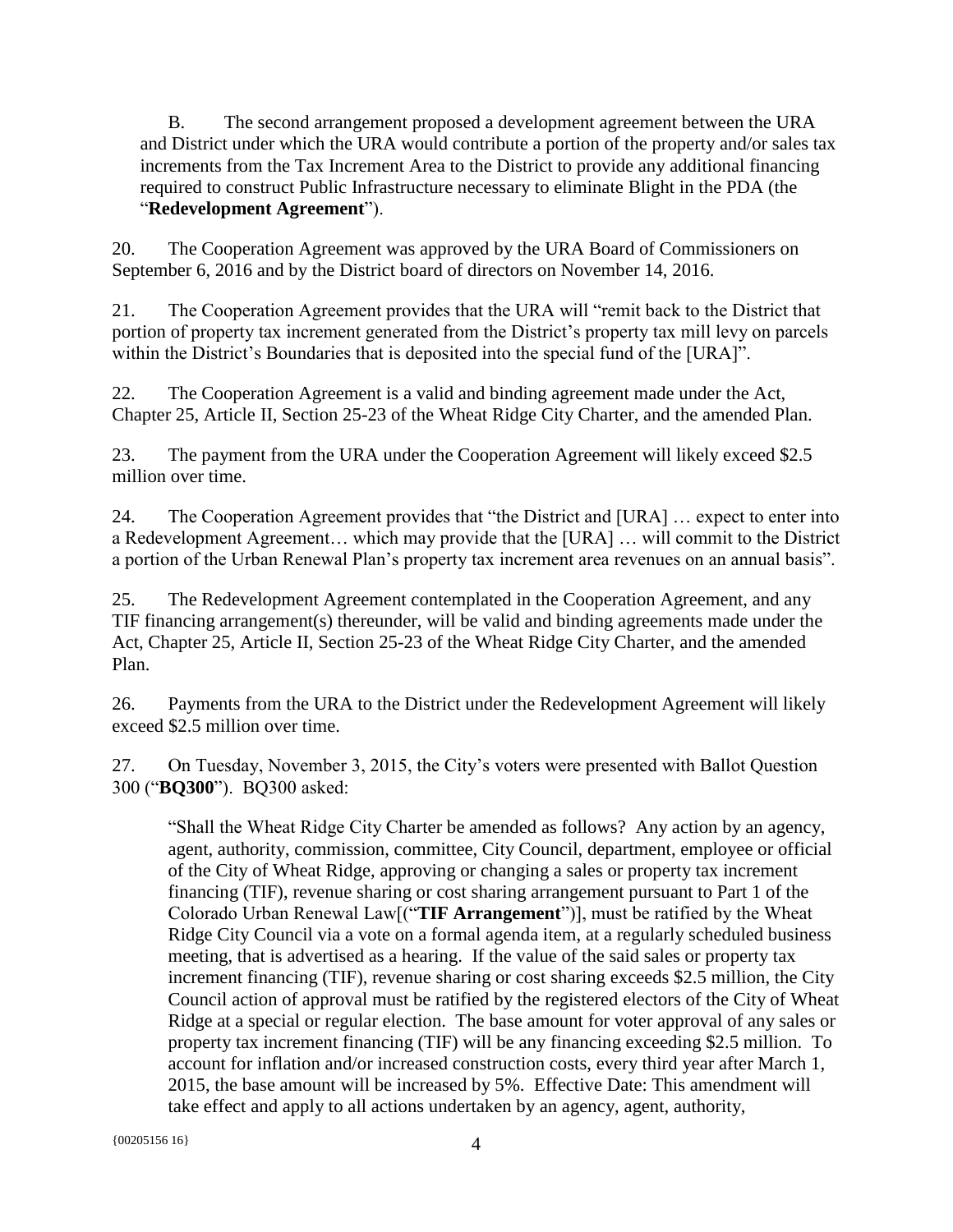B. The second arrangement proposed a development agreement between the URA and District under which the URA would contribute a portion of the property and/or sales tax increments from the Tax Increment Area to the District to provide any additional financing required to construct Public Infrastructure necessary to eliminate Blight in the PDA (the "**Redevelopment Agreement**").

20. The Cooperation Agreement was approved by the URA Board of Commissioners on September 6, 2016 and by the District board of directors on November 14, 2016.

21. The Cooperation Agreement provides that the URA will "remit back to the District that portion of property tax increment generated from the District's property tax mill levy on parcels within the District's Boundaries that is deposited into the special fund of the [URA]".

22. The Cooperation Agreement is a valid and binding agreement made under the Act, Chapter 25, Article II, Section 25-23 of the Wheat Ridge City Charter, and the amended Plan.

23. The payment from the URA under the Cooperation Agreement will likely exceed $2.5 million over time.

24. The Cooperation Agreement provides that "the District and [URA] … expect to enter into a Redevelopment Agreement… which may provide that the [URA] … will commit to the District a portion of the Urban Renewal Plan's property tax increment area revenues on an annual basis".

25. The Redevelopment Agreement contemplated in the Cooperation Agreement, and any TIF financing arrangement(s) thereunder, will be valid and binding agreements made under the Act, Chapter 25, Article II, Section 25-23 of the Wheat Ridge City Charter, and the amended Plan.

26. Payments from the URA to the District under the Redevelopment Agreement will likely exceed $2.5 million over time.

27. On Tuesday, November 3, 2015, the City's voters were presented with Ballot Question 300 ("**BQ300**"). BQ300 asked:

> "Shall the Wheat Ridge City Charter be amended as follows? Any action by an agency, agent, authority, commission, committee, City Council, department, employee or official of the City of Wheat Ridge, approving or changing a sales or property tax increment financing (TIF), revenue sharing or cost sharing arrangement pursuant to Part 1 of the Colorado Urban Renewal Law[("**TIF Arrangement**")], must be ratified by the Wheat Ridge City Council via a vote on a formal agenda item, at a regularly scheduled business meeting, that is advertised as a hearing. If the value of the said sales or property tax increment financing (TIF), revenue sharing or cost sharing exceeds $2.5 million, the City Council action of approval must be ratified by the registered electors of the City of Wheat Ridge at a special or regular election. The base amount for voter approval of any sales or property tax increment financing (TIF) will be any financing exceeding $2.5 million. To account for inflation and/or increased construction costs, every third year after March 1, 2015, the base amount will be increased by 5%. Effective Date: This amendment will take effect and apply to all actions undertaken by an agency, agent, authority,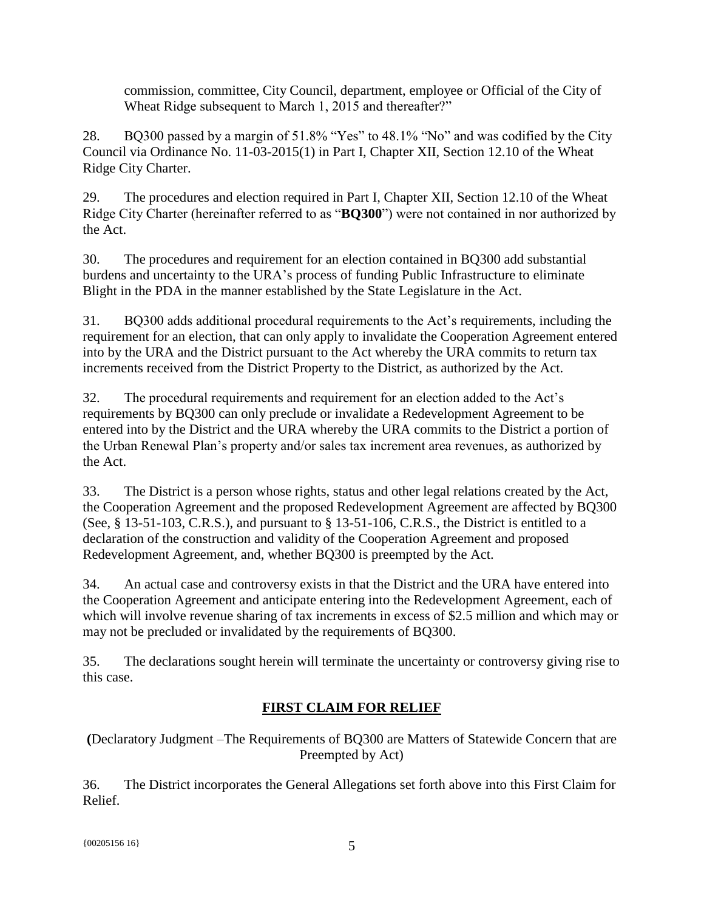commission, committee, City Council, department, employee or Official of the City of Wheat Ridge subsequent to March 1, 2015 and thereafter?"

28. BQ300 passed by a margin of 51.8% "Yes" to 48.1% "No" and was codified by the City Council via Ordinance No. 11-03-2015(1) in Part I, Chapter XII, Section 12.10 of the Wheat Ridge City Charter.

29. The procedures and election required in Part I, Chapter XII, Section 12.10 of the Wheat Ridge City Charter (hereinafter referred to as "**BQ300**") were not contained in nor authorized by the Act.

30. The procedures and requirement for an election contained in BQ300 add substantial burdens and uncertainty to the URA's process of funding Public Infrastructure to eliminate Blight in the PDA in the manner established by the State Legislature in the Act.

31. BQ300 adds additional procedural requirements to the Act's requirements, including the requirement for an election, that can only apply to invalidate the Cooperation Agreement entered into by the URA and the District pursuant to the Act whereby the URA commits to return tax increments received from the District Property to the District, as authorized by the Act.

32. The procedural requirements and requirement for an election added to the Act's requirements by BQ300 can only preclude or invalidate a Redevelopment Agreement to be entered into by the District and the URA whereby the URA commits to the District a portion of the Urban Renewal Plan's property and/or sales tax increment area revenues, as authorized by the Act.

33. The District is a person whose rights, status and other legal relations created by the Act, the Cooperation Agreement and the proposed Redevelopment Agreement are affected by BQ300 (See, § 13-51-103, C.R.S.), and pursuant to § 13-51-106, C.R.S., the District is entitled to a declaration of the construction and validity of the Cooperation Agreement and proposed Redevelopment Agreement, and, whether BQ300 is preempted by the Act.

34. An actual case and controversy exists in that the District and the URA have entered into the Cooperation Agreement and anticipate entering into the Redevelopment Agreement, each of which will involve revenue sharing of tax increments in excess of $2.5 million and which may or may not be precluded or invalidated by the requirements of BQ300.

35. The declarations sought herein will terminate the uncertainty or controversy giving rise to this case.

## FIRST CLAIM FOR RELIEF

(Declaratory Judgment –The Requirements of BQ300 are Matters of Statewide Concern that are Preempted by Act)

36. The District incorporates the General Allegations set forth above into this First Claim for Relief.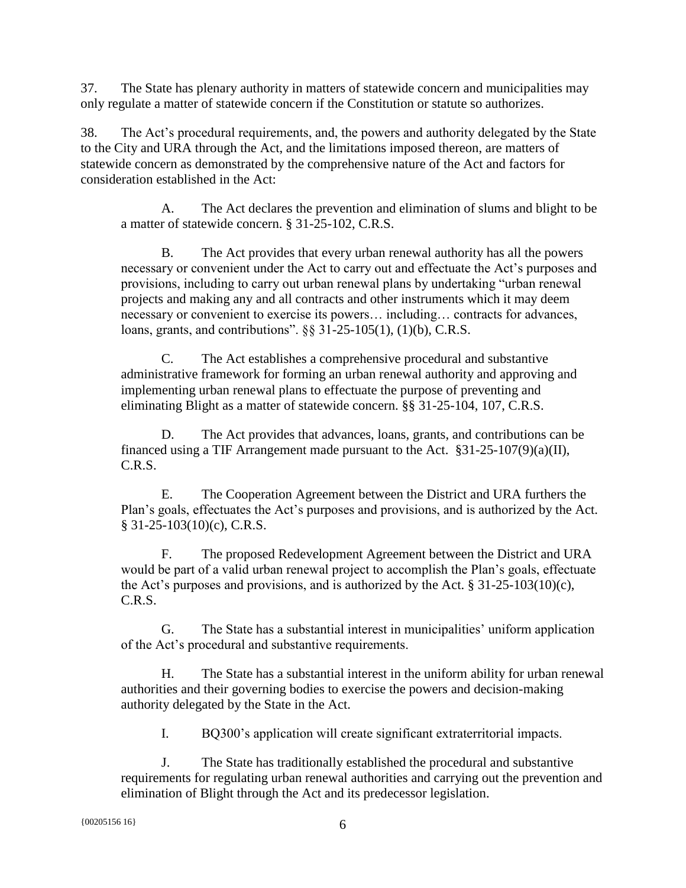37. The State has plenary authority in matters of statewide concern and municipalities may only regulate a matter of statewide concern if the Constitution or statute so authorizes.

38. The Act's procedural requirements, and, the powers and authority delegated by the State to the City and URA through the Act, and the limitations imposed thereon, are matters of statewide concern as demonstrated by the comprehensive nature of the Act and factors for consideration established in the Act:

A. The Act declares the prevention and elimination of slums and blight to be a matter of statewide concern. § 31-25-102, C.R.S.

B. The Act provides that every urban renewal authority has all the powers necessary or convenient under the Act to carry out and effectuate the Act's purposes and provisions, including to carry out urban renewal plans by undertaking "urban renewal projects and making any and all contracts and other instruments which it may deem necessary or convenient to exercise its powers… including… contracts for advances, loans, grants, and contributions". §§ 31-25-105(1), (1)(b), C.R.S.

C. The Act establishes a comprehensive procedural and substantive administrative framework for forming an urban renewal authority and approving and implementing urban renewal plans to effectuate the purpose of preventing and eliminating Blight as a matter of statewide concern. §§ 31-25-104, 107, C.R.S.

D. The Act provides that advances, loans, grants, and contributions can be financed using a TIF Arrangement made pursuant to the Act. §31-25-107(9)(a)(II), C.R.S.

E. The Cooperation Agreement between the District and URA furthers the Plan's goals, effectuates the Act's purposes and provisions, and is authorized by the Act. § 31-25-103(10)(c), C.R.S.

F. The proposed Redevelopment Agreement between the District and URA would be part of a valid urban renewal project to accomplish the Plan's goals, effectuate the Act's purposes and provisions, and is authorized by the Act. § 31-25-103(10)(c), C.R.S.

G. The State has a substantial interest in municipalities' uniform application of the Act's procedural and substantive requirements.

H. The State has a substantial interest in the uniform ability for urban renewal authorities and their governing bodies to exercise the powers and decision-making authority delegated by the State in the Act.

I. BQ300's application will create significant extraterritorial impacts.

J. The State has traditionally established the procedural and substantive requirements for regulating urban renewal authorities and carrying out the prevention and elimination of Blight through the Act and its predecessor legislation.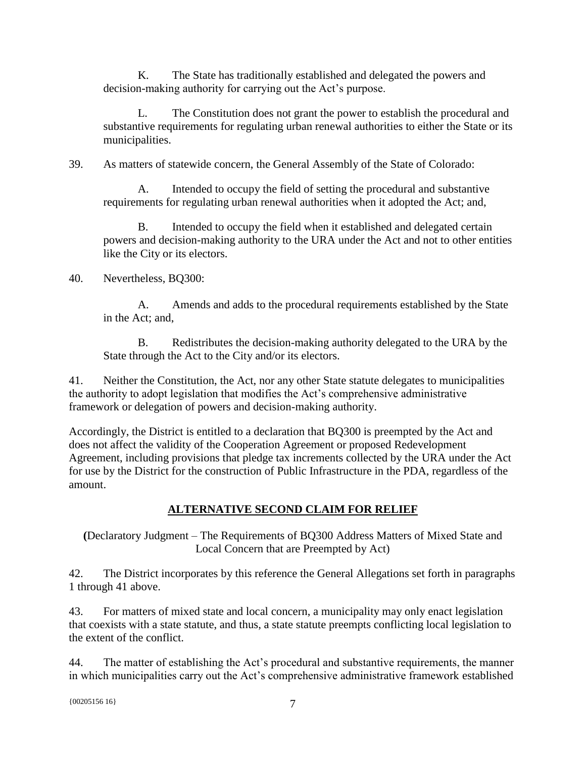K. The State has traditionally established and delegated the powers and decision-making authority for carrying out the Act's purpose.

L. The Constitution does not grant the power to establish the procedural and substantive requirements for regulating urban renewal authorities to either the State or its municipalities.

39. As matters of statewide concern, the General Assembly of the State of Colorado:

A. Intended to occupy the field of setting the procedural and substantive requirements for regulating urban renewal authorities when it adopted the Act; and,

B. Intended to occupy the field when it established and delegated certain powers and decision-making authority to the URA under the Act and not to other entities like the City or its electors.

40. Nevertheless, BQ300:

A. Amends and adds to the procedural requirements established by the State in the Act; and,

B. Redistributes the decision-making authority delegated to the URA by the State through the Act to the City and/or its electors.

41. Neither the Constitution, the Act, nor any other State statute delegates to municipalities the authority to adopt legislation that modifies the Act's comprehensive administrative framework or delegation of powers and decision-making authority.

Accordingly, the District is entitled to a declaration that BQ300 is preempted by the Act and does not affect the validity of the Cooperation Agreement or proposed Redevelopment Agreement, including provisions that pledge tax increments collected by the URA under the Act for use by the District for the construction of Public Infrastructure in the PDA, regardless of the amount.

## ALTERNATIVE SECOND CLAIM FOR RELIEF

(Declaratory Judgment – The Requirements of BQ300 Address Matters of Mixed State and Local Concern that are Preempted by Act)

42. The District incorporates by this reference the General Allegations set forth in paragraphs 1 through 41 above.

43. For matters of mixed state and local concern, a municipality may only enact legislation that coexists with a state statute, and thus, a state statute preempts conflicting local legislation to the extent of the conflict.

44. The matter of establishing the Act's procedural and substantive requirements, the manner in which municipalities carry out the Act's comprehensive administrative framework established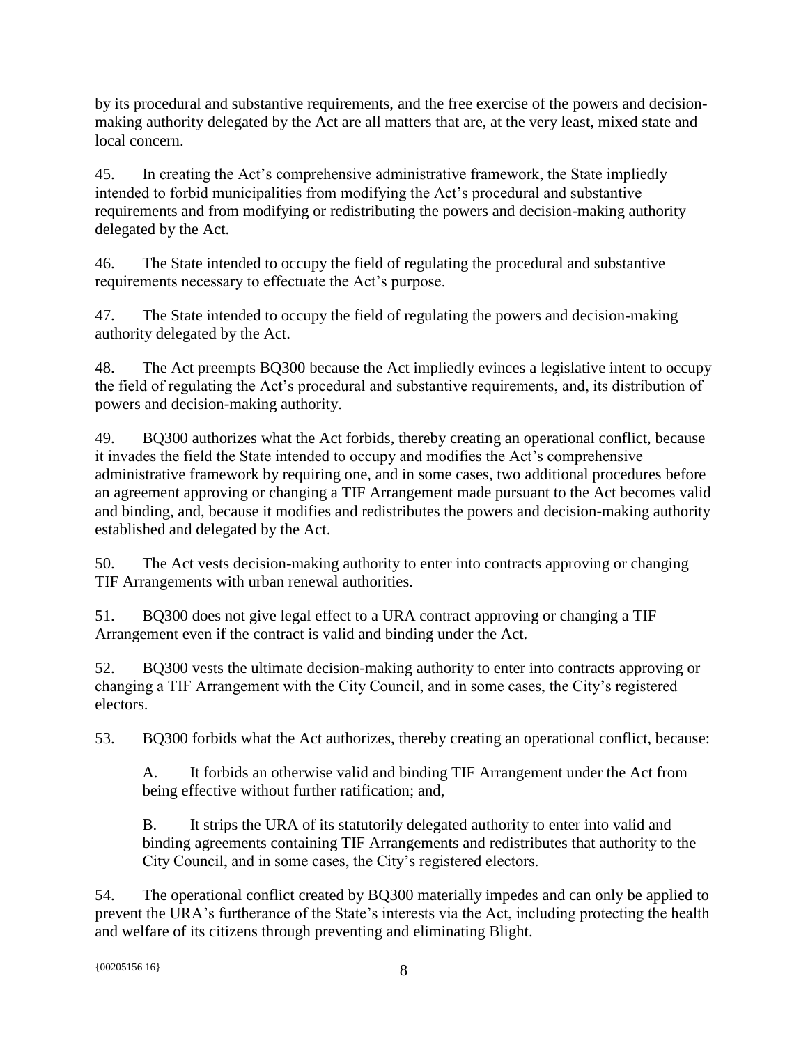by its procedural and substantive requirements, and the free exercise of the powers and decision-making authority delegated by the Act are all matters that are, at the very least, mixed state and local concern.

45. In creating the Act's comprehensive administrative framework, the State impliedly intended to forbid municipalities from modifying the Act's procedural and substantive requirements and from modifying or redistributing the powers and decision-making authority delegated by the Act.

46. The State intended to occupy the field of regulating the procedural and substantive requirements necessary to effectuate the Act's purpose.

47. The State intended to occupy the field of regulating the powers and decision-making authority delegated by the Act.

48. The Act preempts BQ300 because the Act impliedly evinces a legislative intent to occupy the field of regulating the Act's procedural and substantive requirements, and, its distribution of powers and decision-making authority.

49. BQ300 authorizes what the Act forbids, thereby creating an operational conflict, because it invades the field the State intended to occupy and modifies the Act's comprehensive administrative framework by requiring one, and in some cases, two additional procedures before an agreement approving or changing a TIF Arrangement made pursuant to the Act becomes valid and binding, and, because it modifies and redistributes the powers and decision-making authority established and delegated by the Act.

50. The Act vests decision-making authority to enter into contracts approving or changing TIF Arrangements with urban renewal authorities.

51. BQ300 does not give legal effect to a URA contract approving or changing a TIF Arrangement even if the contract is valid and binding under the Act.

52. BQ300 vests the ultimate decision-making authority to enter into contracts approving or changing a TIF Arrangement with the City Council, and in some cases, the City's registered electors.

53. BQ300 forbids what the Act authorizes, thereby creating an operational conflict, because:

A. It forbids an otherwise valid and binding TIF Arrangement under the Act from being effective without further ratification; and,

B. It strips the URA of its statutorily delegated authority to enter into valid and binding agreements containing TIF Arrangements and redistributes that authority to the City Council, and in some cases, the City's registered electors.

54. The operational conflict created by BQ300 materially impedes and can only be applied to prevent the URA's furtherance of the State's interests via the Act, including protecting the health and welfare of its citizens through preventing and eliminating Blight.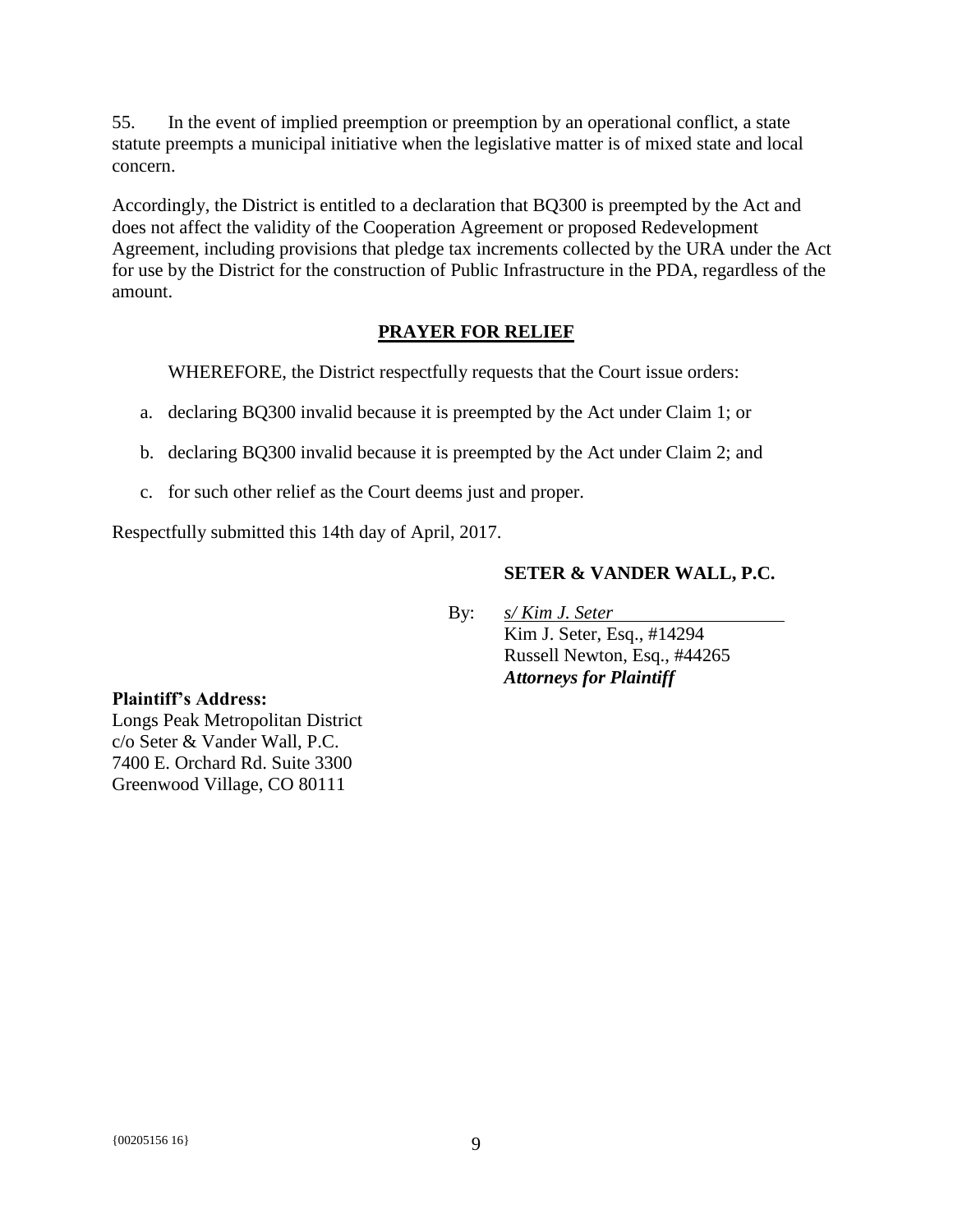55. In the event of implied preemption or preemption by an operational conflict, a state statute preempts a municipal initiative when the legislative matter is of mixed state and local concern.

Accordingly, the District is entitled to a declaration that BQ300 is preempted by the Act and does not affect the validity of the Cooperation Agreement or proposed Redevelopment Agreement, including provisions that pledge tax increments collected by the URA under the Act for use by the District for the construction of Public Infrastructure in the PDA, regardless of the amount.

## PRAYER FOR RELIEF

WHEREFORE, the District respectfully requests that the Court issue orders:

a. declaring BQ300 invalid because it is preempted by the Act under Claim 1; or

b. declaring BQ300 invalid because it is preempted by the Act under Claim 2; and

c. for such other relief as the Court deems just and proper.

Respectfully submitted this 14th day of April, 2017.

**SETER & VANDER WALL, P.C.**

By: *s/ Kim J. Seter*
Kim J. Seter, Esq., #14294
Russell Newton, Esq., #44265
***Attorneys for Plaintiff***

**Plaintiff's Address:**
Longs Peak Metropolitan District
c/o Seter & Vander Wall, P.C.
7400 E. Orchard Rd. Suite 3300
Greenwood Village, CO 80111

{00205156 16}